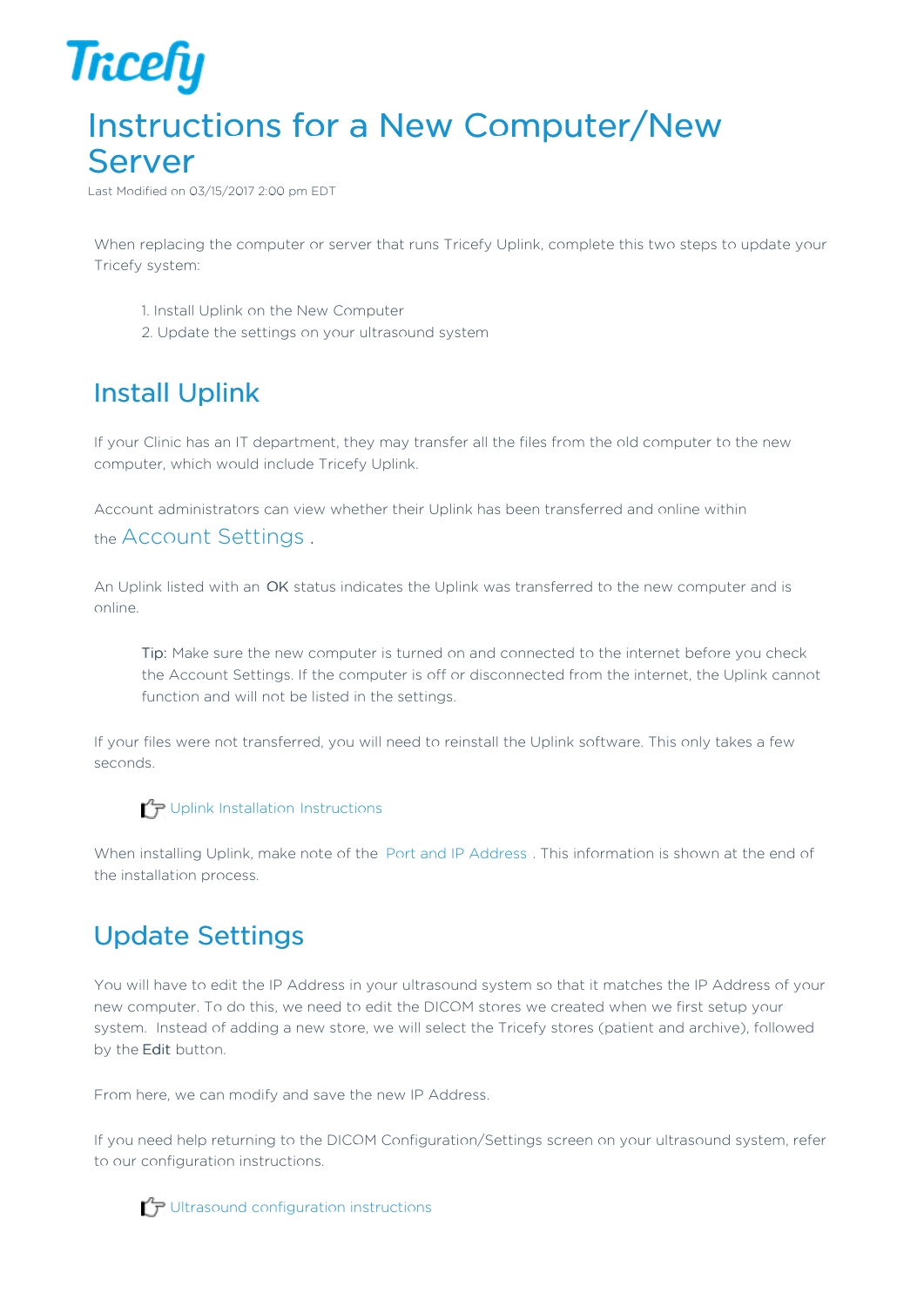Tricefy

# Instructions for a New Computer/New Server

Last Modified on 03/15/2017 2:00 pm EDT

When replacing the computer or server that runs Tricefy Uplink, complete this two steps to update your Tricefy system:

1. Install Uplink on the New Computer
2. Update the settings on your ultrasound system

## Install Uplink

If your Clinic has an IT department, they may transfer all the files from the old computer to the new computer, which would include Tricefy Uplink.

Account administrators can view whether their Uplink has been transferred and online within the Account Settings .

An Uplink listed with an OK status indicates the Uplink was transferred to the new computer and is online.

> Tip: Make sure the new computer is turned on and connected to the internet before you check the Account Settings. If the computer is off or disconnected from the internet, the Uplink cannot function and will not be listed in the settings.

If your files were not transferred, you will need to reinstall the Uplink software. This only takes a few seconds.

Uplink Installation Instructions

When installing Uplink, make note of the Port and IP Address . This information is shown at the end of the installation process.

## Update Settings

You will have to edit the IP Address in your ultrasound system so that it matches the IP Address of your new computer. To do this, we need to edit the DICOM stores we created when we first setup your system. Instead of adding a new store, we will select the Tricefy stores (patient and archive), followed by the **Edit** button.

From here, we can modify and save the new IP Address.

If you need help returning to the DICOM Configuration/Settings screen on your ultrasound system, refer to our configuration instructions.

Ultrasound configuration instructions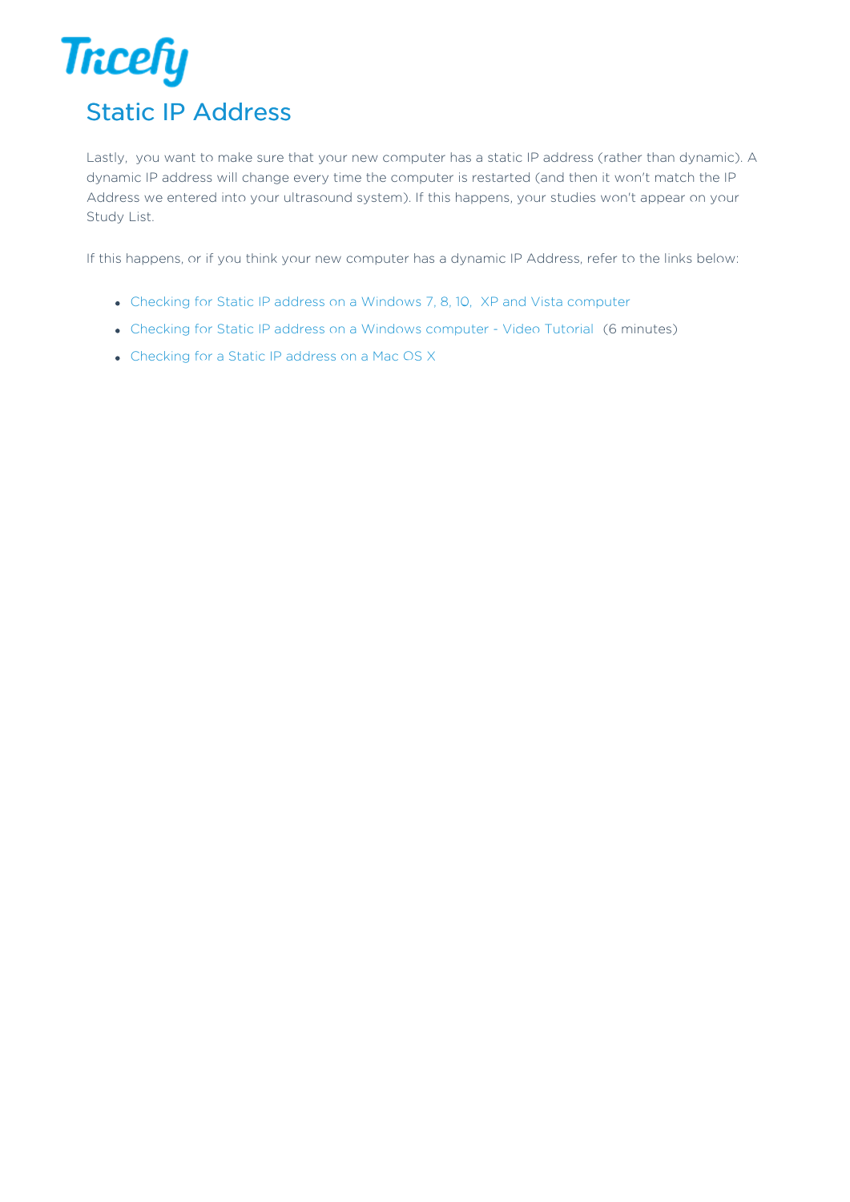# Static IP Address

Lastly, you want to make sure that your new computer has a static IP address (rather than dynamic). A dynamic IP address will change every time the computer is restarted (and then it won't match the IP Address we entered into your ultrasound system). If this happens, your studies won't appear on your Study List.

If this happens, or if you think your new computer has a dynamic IP Address, refer to the links below:

- Checking for Static IP address on a Windows 7, 8, 10, XP and Vista computer
- Checking for Static IP address on a Windows computer - Video Tutorial (6 minutes)
- Checking for a Static IP address on a Mac OS X